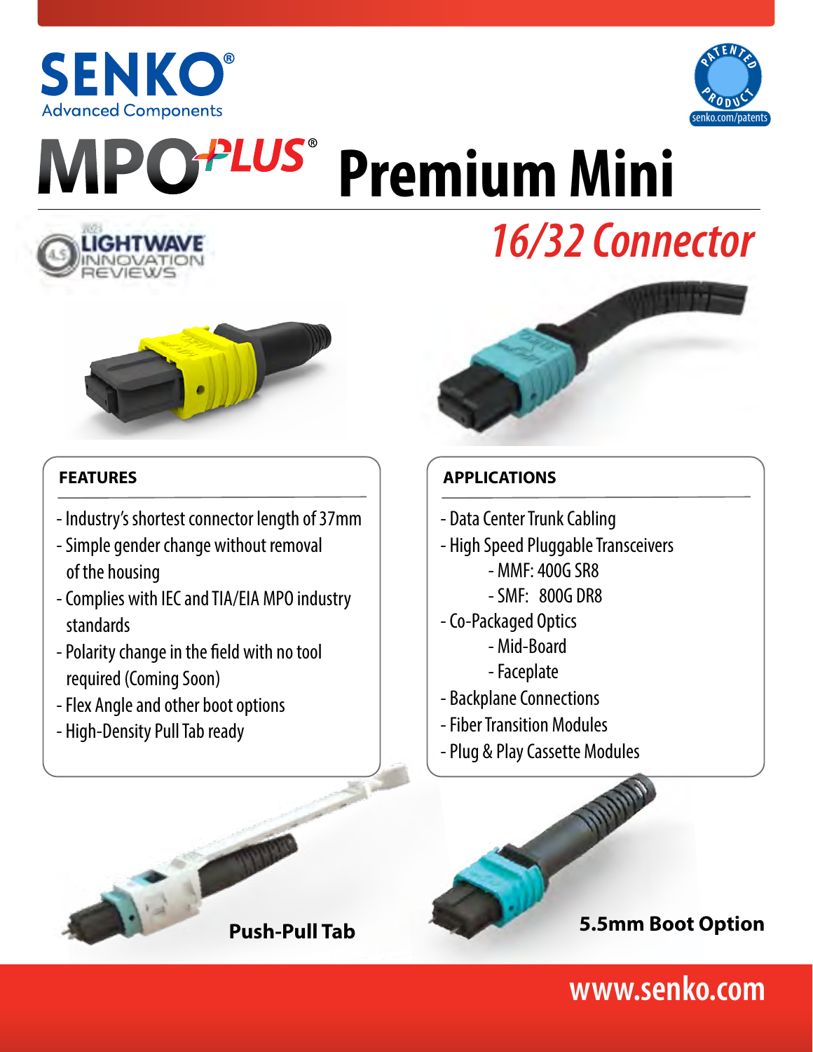SENKO®
Advanced Components

# MPO PLUS® Premium Mini

## *16/32 Connector*

### FEATURES

- Industry's shortest connector length of 37mm
- Simple gender change without removal of the housing
- Complies with IEC and TIA/EIA MPO industry standards
- Polarity change in the field with no tool required (Coming Soon)
- Flex Angle and other boot options
- High-Density Pull Tab ready

### APPLICATIONS

- Data Center Trunk Cabling
- High Speed Pluggable Transceivers
  - MMF: 400G SR8
  - SMF: 800G DR8
- Co-Packaged Optics
  - Mid-Board
  - Faceplate
- Backplane Connections
- Fiber Transition Modules
- Plug & Play Cassette Modules

**Push-Pull Tab**

**5.5mm Boot Option**

www.senko.com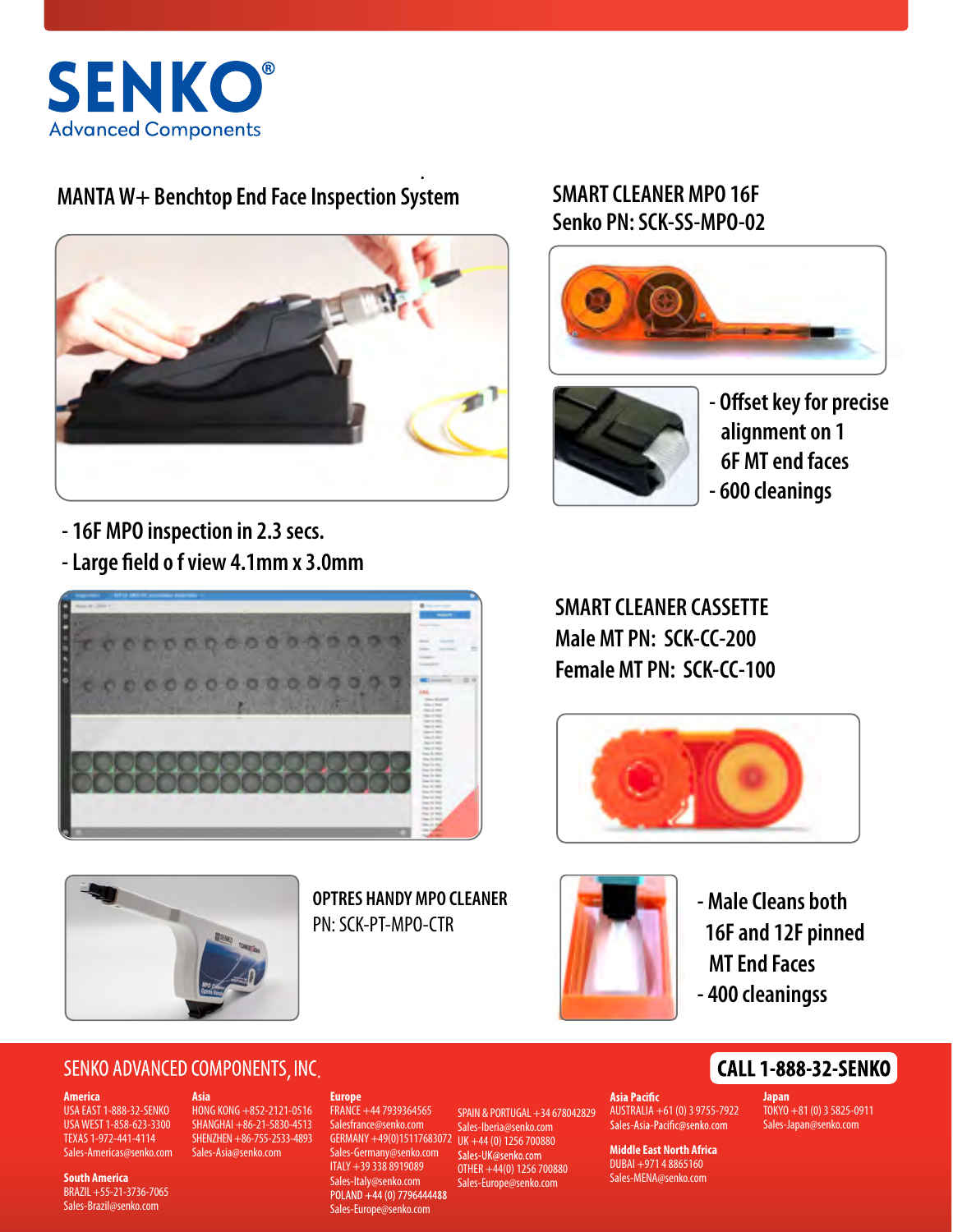## MANTA W+ Benchtop End Face Inspection System

- 16F MPO inspection in 2.3 secs.
- Large field o f view 4.1mm x 3.0mm

## SMART CLEANER MPO 16F
Senko PN: SCK-SS-MPO-02

- Offset key for precise alignment on 1 6F MT end faces
- 600 cleanings

## SMART CLEANER CASSETTE
Male MT PN: SCK-CC-200
Female MT PN: SCK-CC-100

- Male Cleans both 16F and 12F pinned MT End Faces
- 400 cleaningss

## OPTRES HANDY MPO CLEANER
PN: SCK-PT-MPO-CTR

---

SENKO ADVANCED COMPONENTS, INC.

**CALL 1-888-32-SENKO**

**America**
USA EAST 1-888-32-SENKO
USA WEST 1-858-623-3300
TEXAS 1-972-441-4114
Sales-Americas@senko.com

**South America**
BRAZIL +55-21-3736-7065
Sales-Brazil@senko.com

**Asia**
HONG KONG +852-2121-0516
SHANGHAI +86-21-5830-4513
SHENZHEN +86-755-2533-4893
Sales-Asia@senko.com

**Europe**
FRANCE +44 7939364565
Salesfrance@senko.com
GERMANY +49(0)15117683072
Sales-Germany@senko.com
ITALY +39 338 8919089
Sales-Italy@senko.com
POLAND +44 (0) 7796444488
Sales-Europe@senko.com

SPAIN & PORTUGAL +34 678042829
Sales-Iberia@senko.com
UK +44 (0) 1256 700880
Sales-UK@senko.com
OTHER +44(0) 1256 700880
Sales-Europe@senko.com

**Asia Pacific**
AUSTRALIA +61 (0) 3 9755-7922
Sales-Asia-Pacific@senko.com

**Middle East North Africa**
DUBAI +971 4 8865160
Sales-MENA@senko.com

**Japan**
TOKYO +81 (0) 3 5825-0911
Sales-Japan@senko.com